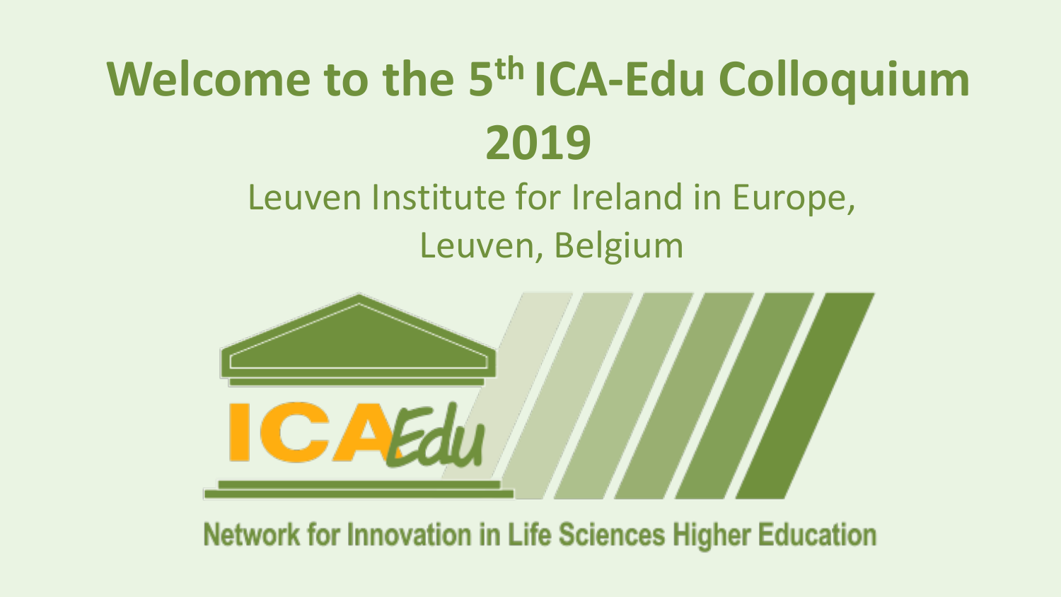# Welcome to the 5th ICA-Edu Colloquium 2019

Leuven Institute for Ireland in Europe,
Leuven, Belgium

ICA Edu

Network for Innovation in Life Sciences Higher Education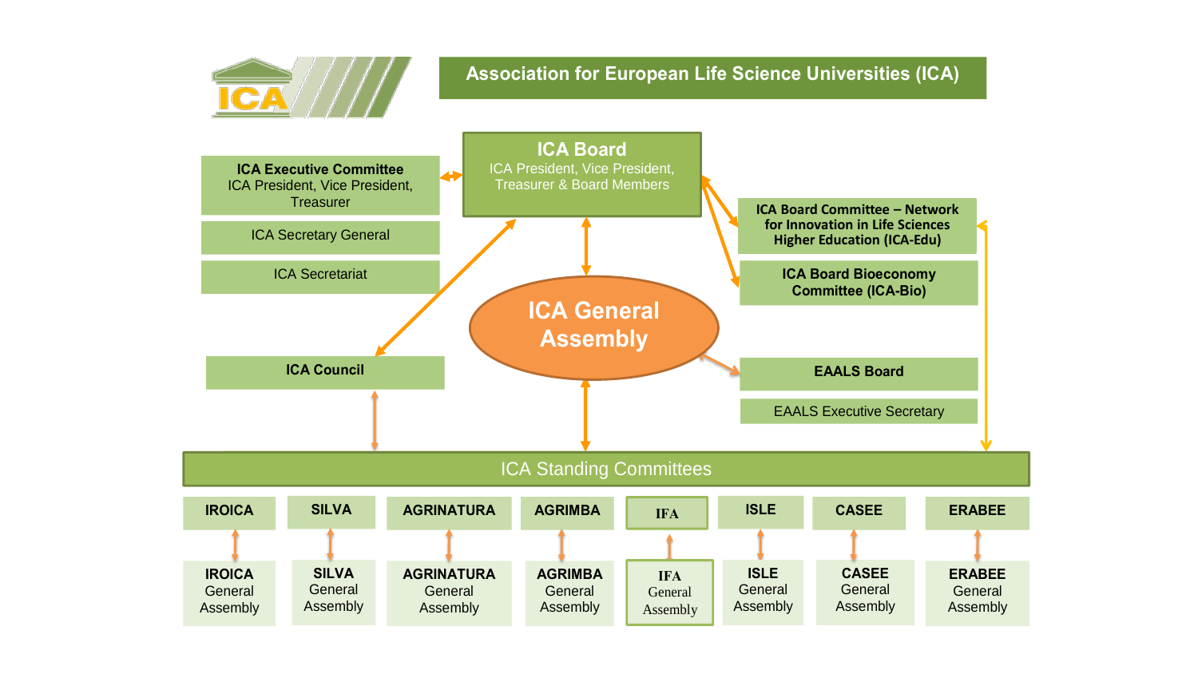# Association for European Life Science Universities (ICA)

**ICA Board**
ICA President, Vice President, Treasurer & Board Members

**ICA Executive Committee**
ICA President, Vice President, Treasurer

ICA Secretary General

ICA Secretariat

**ICA Board Committee – Network for Innovation in Life Sciences Higher Education (ICA-Edu)**

**ICA Board Bioeconomy Committee (ICA-Bio)**

**ICA General Assembly**

**ICA Council**

**EAALS Board**

EAALS Executive Secretary

ICA Standing Committees

| **IROICA** | **SILVA** | **AGRINATURA** | **AGRIMBA** | **IFA** | **ISLE** | **CASEE** | **ERABEE** |
|---|---|---|---|---|---|---|---|
| **IROICA** General Assembly | **SILVA** General Assembly | **AGRINATURA** General Assembly | **AGRIMBA** General Assembly | **IFA** General Assembly | **ISLE** General Assembly | **CASEE** General Assembly | **ERABEE** General Assembly |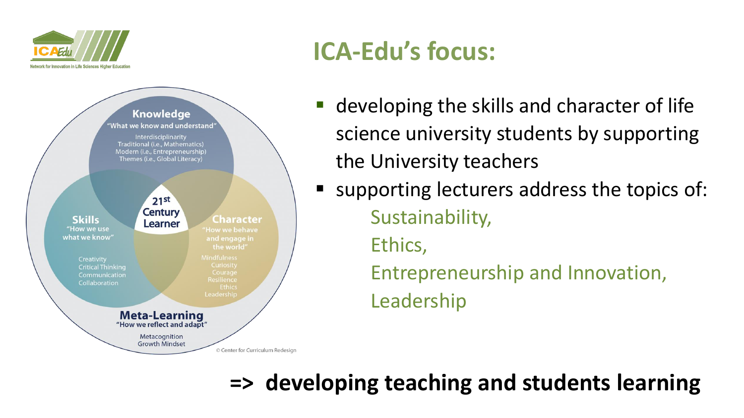ICA Edu
Network for Innovation in Life Sciences Higher Education

# ICA-Edu's focus:

**Knowledge**
"What we know and understand"
Interdisciplinarity
Traditional (i.e., Mathematics)
Modern (i.e., Entrepreneurship)
Themes (i.e., Global Literacy)

**Skills**
"How we use what we know"
Creativity
Critical Thinking
Communication
Collaboration

**21st Century Learner**

**Character**
"How we behave and engage in the world"
Mindfulness
Curiosity
Courage
Resilience
Ethics
Leadership

**Meta-Learning**
"How we reflect and adapt"
Metacognition
Growth Mindset

© Center for Curriculum Redesign

- developing the skills and character of life science university students by supporting the University teachers
- supporting lecturers address the topics of:
  - Sustainability,
  - Ethics,
  - Entrepreneurship and Innovation,
  - Leadership

**=> developing teaching and students learning**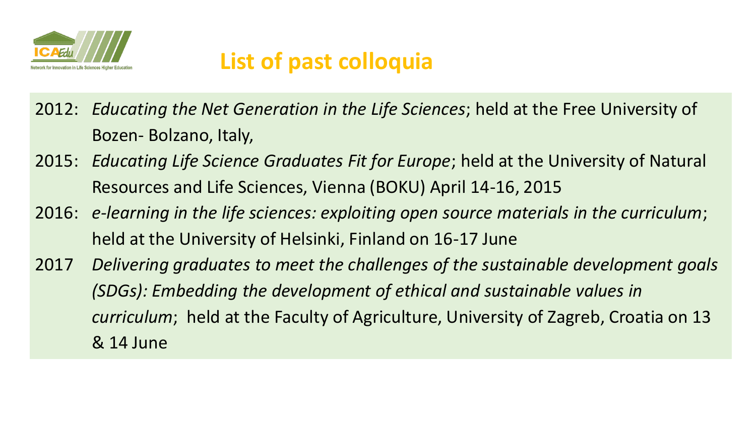## List of past colloquia

2012: *Educating the Net Generation in the Life Sciences*; held at the Free University of Bozen- Bolzano, Italy,

2015: *Educating Life Science Graduates Fit for Europe*; held at the University of Natural Resources and Life Sciences, Vienna (BOKU) April 14-16, 2015

2016: *e-learning in the life sciences: exploiting open source materials in the curriculum*; held at the University of Helsinki, Finland on 16-17 June

2017 *Delivering graduates to meet the challenges of the sustainable development goals (SDGs): Embedding the development of ethical and sustainable values in curriculum*; held at the Faculty of Agriculture, University of Zagreb, Croatia on 13 & 14 June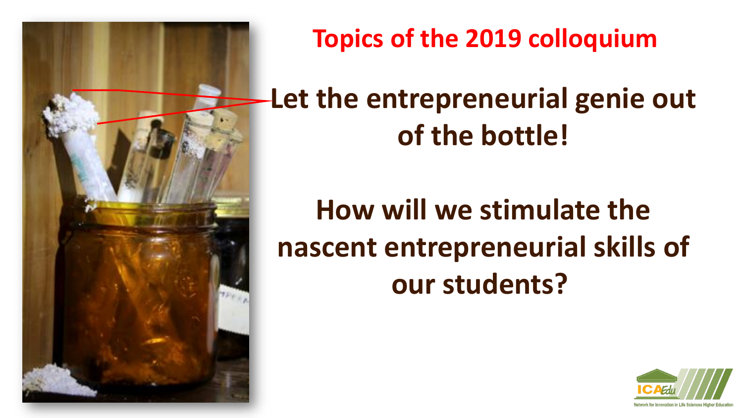## Topics of the 2019 colloquium

# Let the entrepreneurial genie out of the bottle!

# How will we stimulate the nascent entrepreneurial skills of our students?

ICAEdu

Network for Innovation in Life Sciences Higher Education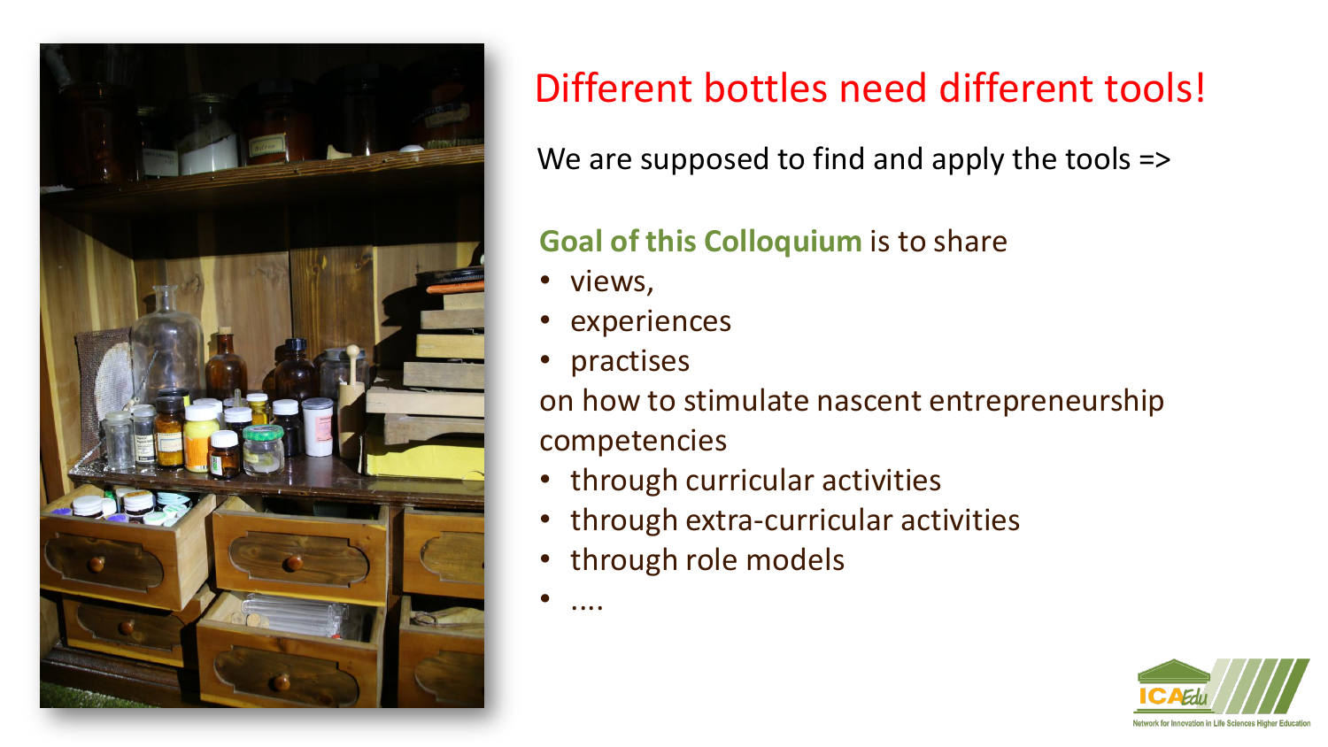# Different bottles need different tools!

We are supposed to find and apply the tools =>

**Goal of this Colloquium** is to share

- views,
- experiences
- practises

on how to stimulate nascent entrepreneurship competencies

- through curricular activities
- through extra-curricular activities
- through role models
- ....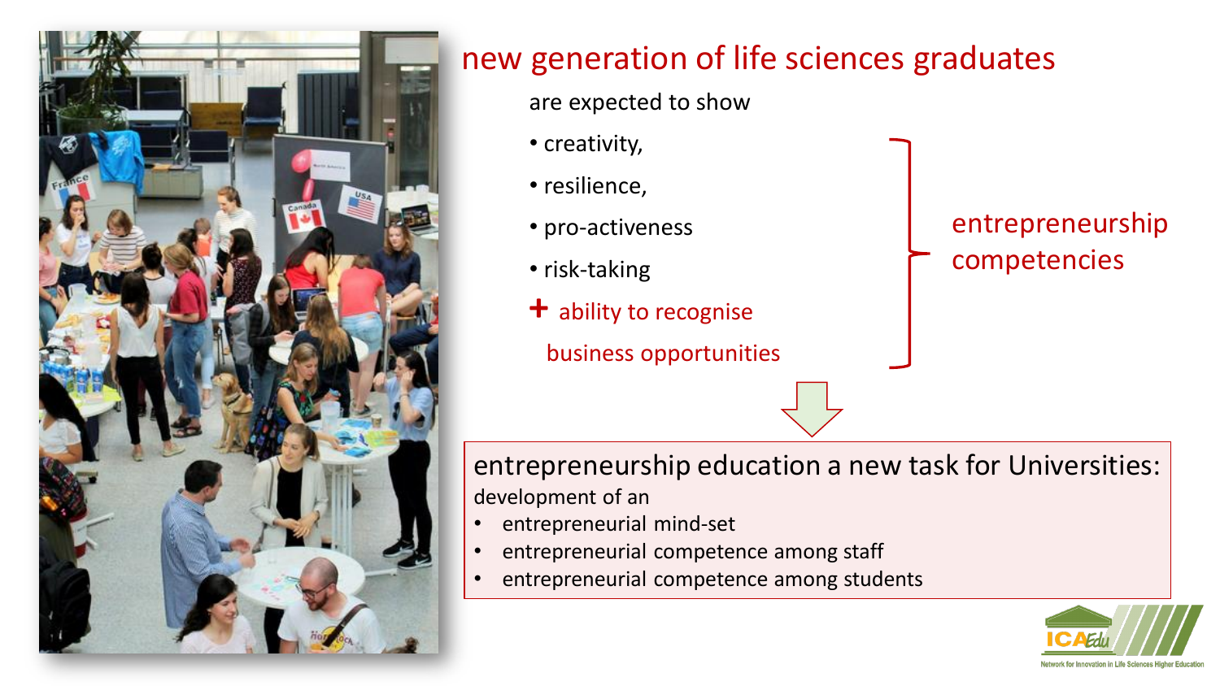## new generation of life sciences graduates

are expected to show

- creativity,
- resilience,
- pro-activeness
- risk-taking

**+** ability to recognise business opportunities

} entrepreneurship competencies

**entrepreneurship education a new task for Universities:**

development of an

- entrepreneurial mind-set
- entrepreneurial competence among staff
- entrepreneurial competence among students

ICA Edu – Network for Innovation in Life Sciences Higher Education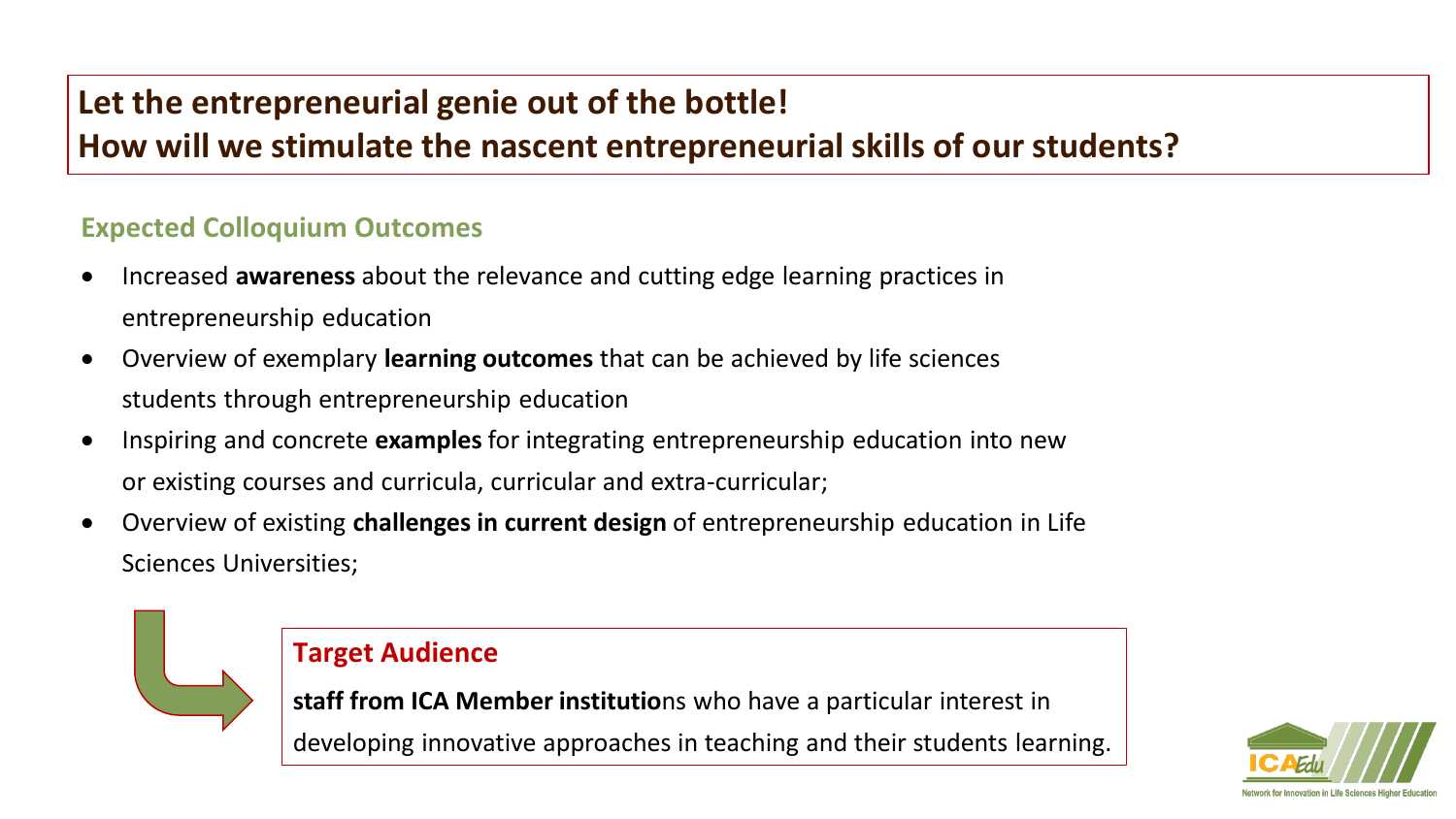# Let the entrepreneurial genie out of the bottle!
# How will we stimulate the nascent entrepreneurial skills of our students?

## Expected Colloquium Outcomes

- Increased **awareness** about the relevance and cutting edge learning practices in entrepreneurship education
- Overview of exemplary **learning outcomes** that can be achieved by life sciences students through entrepreneurship education
- Inspiring and concrete **examples** for integrating entrepreneurship education into new or existing courses and curricula, curricular and extra-curricular;
- Overview of existing **challenges in current design** of entrepreneurship education in Life Sciences Universities;

## Target Audience

**staff from ICA Member institutio**ns who have a particular interest in developing innovative approaches in teaching and their students learning.

ICA Edu
Network for Innovation in Life Sciences Higher Education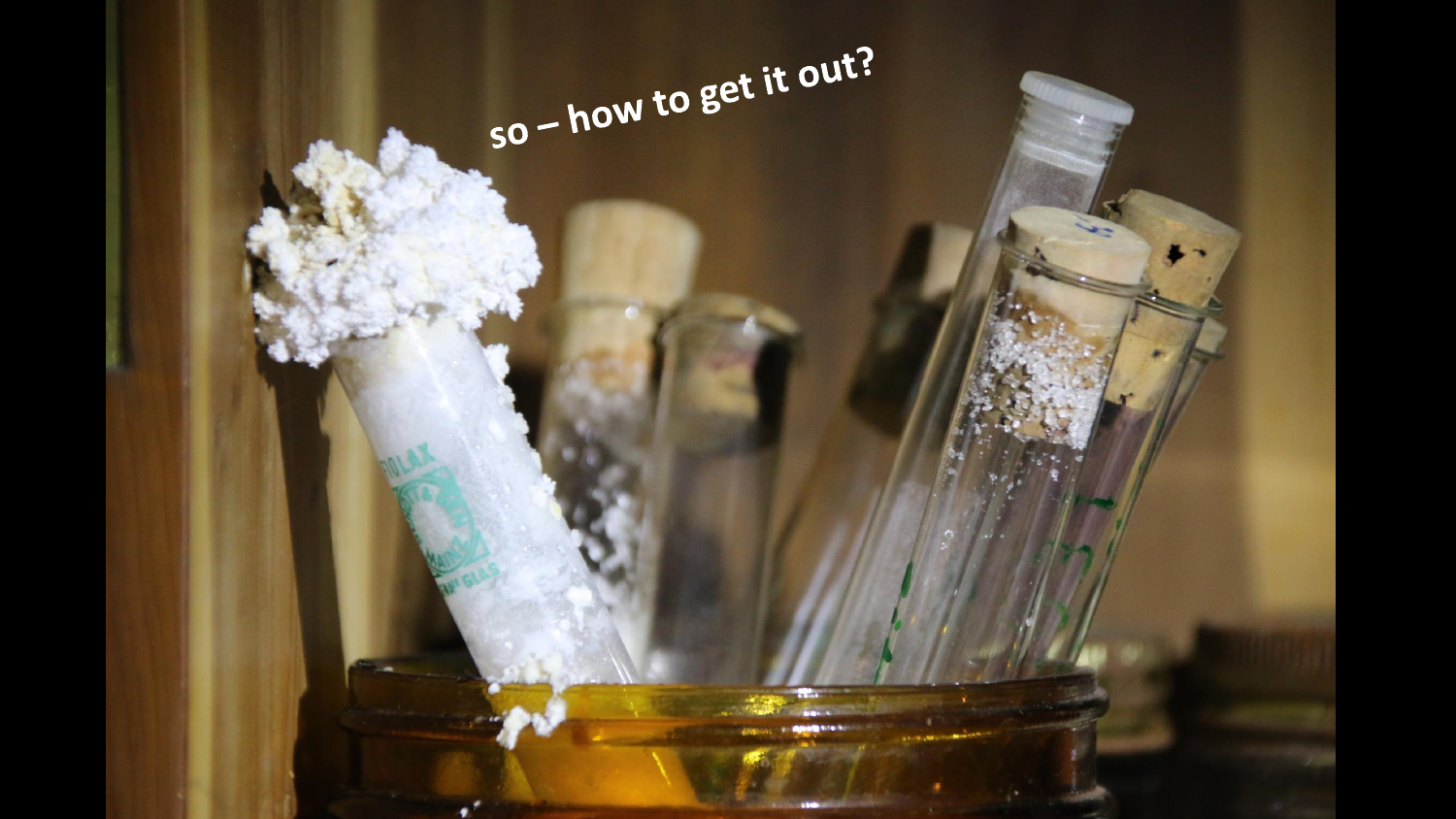so – how to get it out?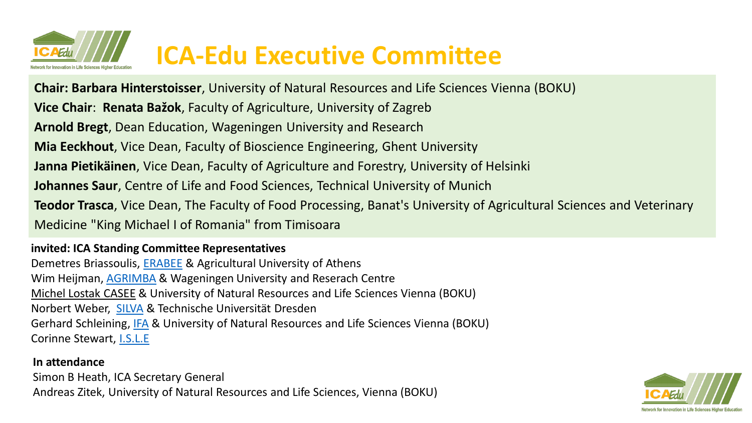# ICA-Edu Executive Committee

**Chair: Barbara Hinterstoisser**, University of Natural Resources and Life Sciences Vienna (BOKU)

**Vice Chair**: **Renata Bažok**, Faculty of Agriculture, University of Zagreb

**Arnold Bregt**, Dean Education, Wageningen University and Research

**Mia Eeckhout**, Vice Dean, Faculty of Bioscience Engineering, Ghent University

**Janna Pietikäinen**, Vice Dean, Faculty of Agriculture and Forestry, University of Helsinki

**Johannes Saur**, Centre of Life and Food Sciences, Technical University of Munich

**Teodor Trasca**, Vice Dean, The Faculty of Food Processing, Banat's University of Agricultural Sciences and Veterinary Medicine "King Michael I of Romania" from Timisoara

**invited: ICA Standing Committee Representatives**

Demetres Briassoulis, ERABEE & Agricultural University of Athens
Wim Heijman, AGRIMBA & Wageningen University and Reserach Centre
Michel Lostak CASEE & University of Natural Resources and Life Sciences Vienna (BOKU)
Norbert Weber, SILVA & Technische Universität Dresden
Gerhard Schleining, IFA & University of Natural Resources and Life Sciences Vienna (BOKU)
Corinne Stewart, I.S.L.E

**In attendance**

Simon B Heath, ICA Secretary General
Andreas Zitek, University of Natural Resources and Life Sciences, Vienna (BOKU)